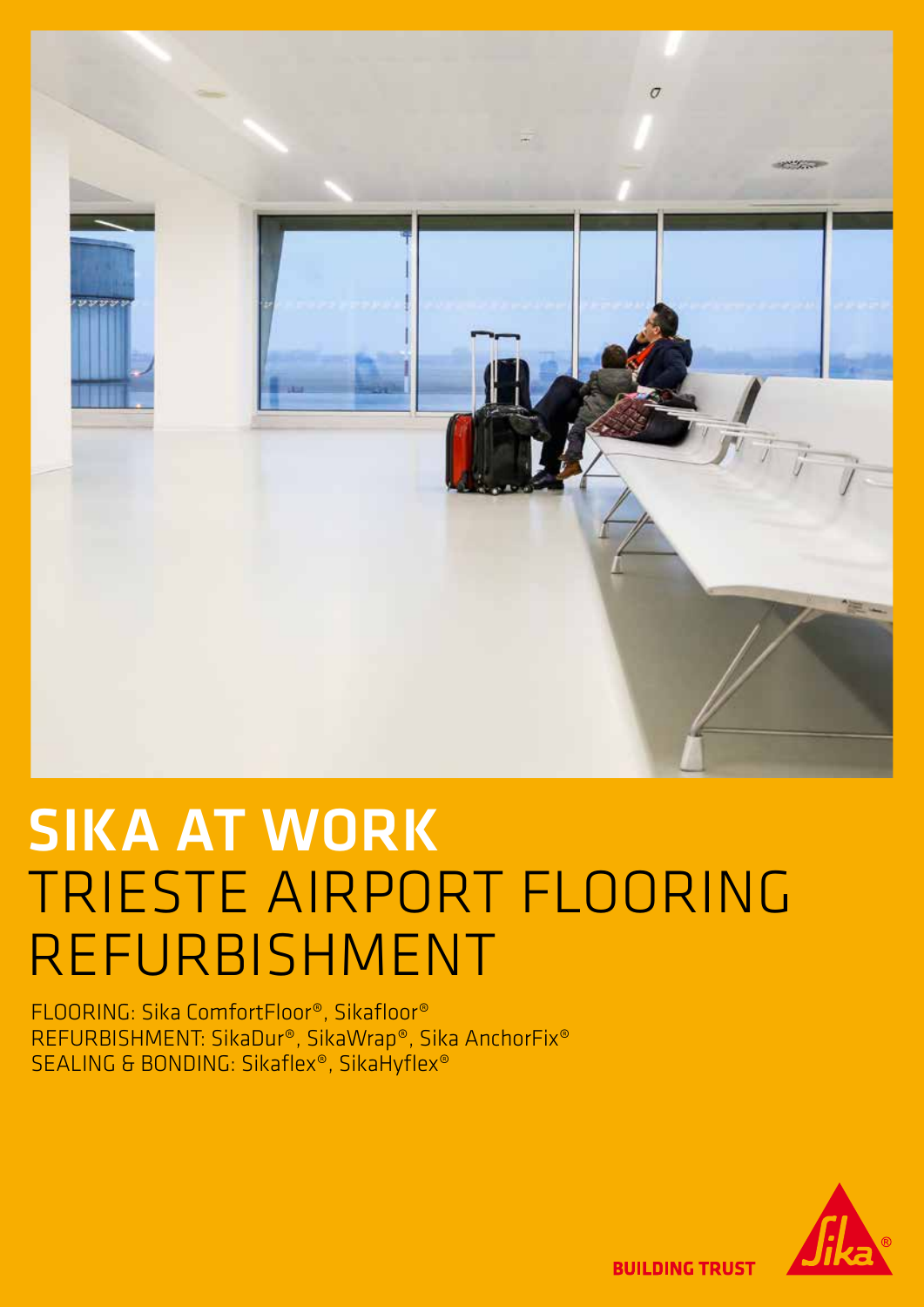# SIKA AT WORK
# TRIESTE AIRPORT FLOORING REFURBISHMENT

FLOORING: Sika ComfortFloor®, Sikafloor®
REFURBISHMENT: SikaDur®, SikaWrap®, Sika AnchorFix®
SEALING & BONDING: Sikaflex®, SikaHyflex®

BUILDING TRUST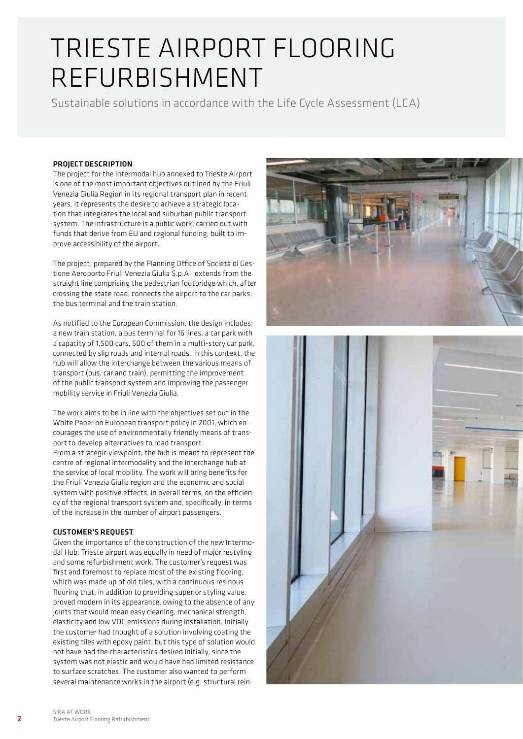# TRIESTE AIRPORT FLOORING REFURBISHMENT

Sustainable solutions in accordance with the Life Cycle Assessment (LCA)

## PROJECT DESCRIPTION

The project for the intermodal hub annexed to Trieste Airport is one of the most important objectives outlined by the Friuli Venezia Giulia Region in its regional transport plan in recent years. It represents the desire to achieve a strategic location that integrates the local and suburban public transport system. The infrastructure is a public work, carried out with funds that derive from EU and regional funding, built to improve accessibility of the airport.

The project, prepared by the Planning Office of Società di Gestione Aeroporto Friuli Venezia Giulia S.p.A., extends from the straight line comprising the pedestrian footbridge which, after crossing the state road, connects the airport to the car parks, the bus terminal and the train station.

As notified to the European Commission, the design includes: a new train station, a bus terminal for 16 lines, a car park with a capacity of 1,500 cars, 500 of them in a multi-story car park, connected by slip roads and internal roads. In this context, the hub will allow the interchange between the various means of transport (bus, car and train), permitting the improvement of the public transport system and improving the passenger mobility service in Friuli Venezia Giulia.

The work aims to be in line with the objectives set out in the White Paper on European transport policy in 2001, which encourages the use of environmentally friendly means of transport to develop alternatives to road transport.
From a strategic viewpoint, the hub is meant to represent the centre of regional intermodality and the interchange hub at the service of local mobility. The work will bring benefits for the Friuli Venezia Giulia region and the economic and social system with positive effects, in overall terms, on the efficiency of the regional transport system and, specifically, in terms of the increase in the number of airport passengers.

## CUSTOMER'S REQUEST

Given the importance of the construction of the new Intermodal Hub, Trieste airport was equally in need of major restyling and some refurbishment work. The customer's request was first and foremost to replace most of the existing flooring, which was made up of old tiles, with a continuous resinous flooring that, in addition to providing superior styling value, proved modern in its appearance, owing to the absence of any joints that would mean easy cleaning, mechanical strength, elasticity and low VOC emissions during installation. Initially the customer had thought of a solution involving coating the existing tiles with epoxy paint, but this type of solution would not have had the characteristics desired initially, since the system was not elastic and would have had limited resistance to surface scratches. The customer also wanted to perform several maintenance works in the airport (e.g. structural rein-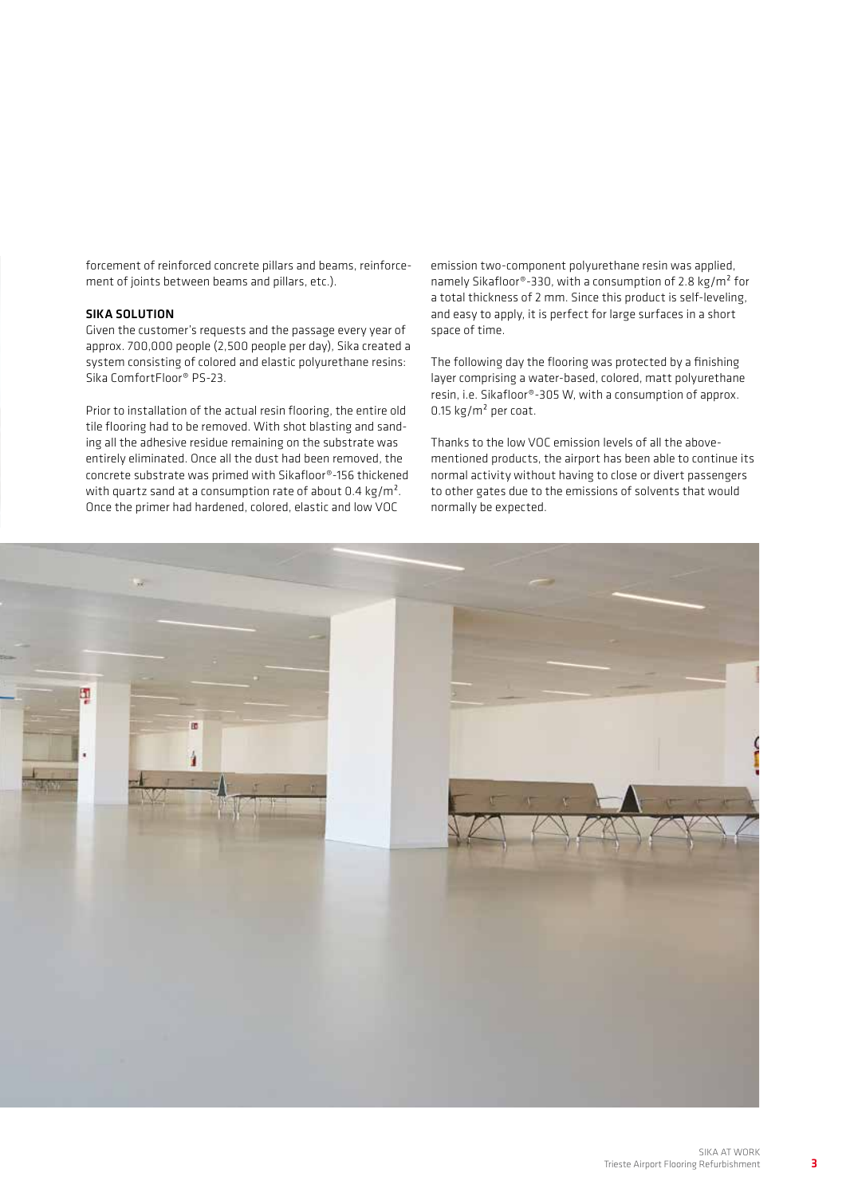forcement of reinforced concrete pillars and beams, reinforcement of joints between beams and pillars, etc.).

**SIKA SOLUTION**

Given the customer's requests and the passage every year of approx. 700,000 people (2,500 people per day), Sika created a system consisting of colored and elastic polyurethane resins: Sika ComfortFloor® PS-23.

Prior to installation of the actual resin flooring, the entire old tile flooring had to be removed. With shot blasting and sanding all the adhesive residue remaining on the substrate was entirely eliminated. Once all the dust had been removed, the concrete substrate was primed with Sikafloor®-156 thickened with quartz sand at a consumption rate of about 0.4 kg/m². Once the primer had hardened, colored, elastic and low VOC emission two-component polyurethane resin was applied, namely Sikafloor®-330, with a consumption of 2.8 kg/m² for a total thickness of 2 mm. Since this product is self-leveling, and easy to apply, it is perfect for large surfaces in a short space of time.

The following day the flooring was protected by a finishing layer comprising a water-based, colored, matt polyurethane resin, i.e. Sikafloor®-305 W, with a consumption of approx. 0.15 kg/m² per coat.

Thanks to the low VOC emission levels of all the above-mentioned products, the airport has been able to continue its normal activity without having to close or divert passengers to other gates due to the emissions of solvents that would normally be expected.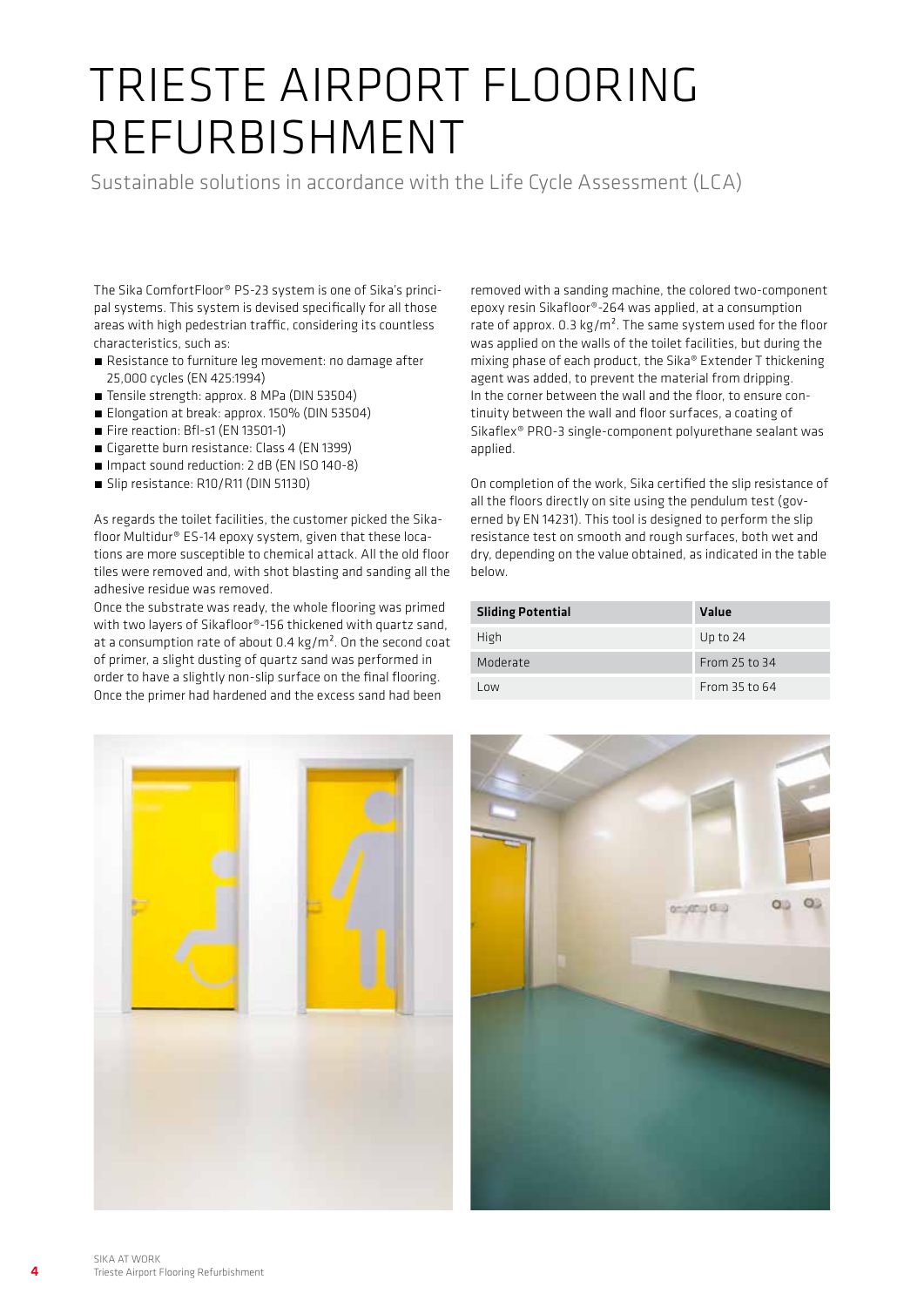# TRIESTE AIRPORT FLOORING REFURBISHMENT

Sustainable solutions in accordance with the Life Cycle Assessment (LCA)

The Sika ComfortFloor® PS-23 system is one of Sika's principal systems. This system is devised specifically for all those areas with high pedestrian traffic, considering its countless characteristics, such as:

- Resistance to furniture leg movement: no damage after 25,000 cycles (EN 425:1994)
- Tensile strength: approx. 8 MPa (DIN 53504)
- Elongation at break: approx. 150% (DIN 53504)
- Fire reaction: Bfl-s1 (EN 13501-1)
- Cigarette burn resistance: Class 4 (EN 1399)
- Impact sound reduction: 2 dB (EN ISO 140-8)
- Slip resistance: R10/R11 (DIN 51130)

As regards the toilet facilities, the customer picked the Sikafloor Multidur® ES-14 epoxy system, given that these locations are more susceptible to chemical attack. All the old floor tiles were removed and, with shot blasting and sanding all the adhesive residue was removed.

Once the substrate was ready, the whole flooring was primed with two layers of Sikafloor®-156 thickened with quartz sand, at a consumption rate of about 0.4 kg/m². On the second coat of primer, a slight dusting of quartz sand was performed in order to have a slightly non-slip surface on the final flooring. Once the primer had hardened and the excess sand had been removed with a sanding machine, the colored two-component epoxy resin Sikafloor®-264 was applied, at a consumption rate of approx. 0.3 kg/m². The same system used for the floor was applied on the walls of the toilet facilities, but during the mixing phase of each product, the Sika® Extender T thickening agent was added, to prevent the material from dripping.

In the corner between the wall and the floor, to ensure continuity between the wall and floor surfaces, a coating of Sikaflex® PRO-3 single-component polyurethane sealant was applied.

On completion of the work, Sika certified the slip resistance of all the floors directly on site using the pendulum test (governed by EN 14231). This tool is designed to perform the slip resistance test on smooth and rough surfaces, both wet and dry, depending on the value obtained, as indicated in the table below.

| Sliding Potential | Value |
| --- | --- |
| High | Up to 24 |
| Moderate | From 25 to 34 |
| Low | From 35 to 64 |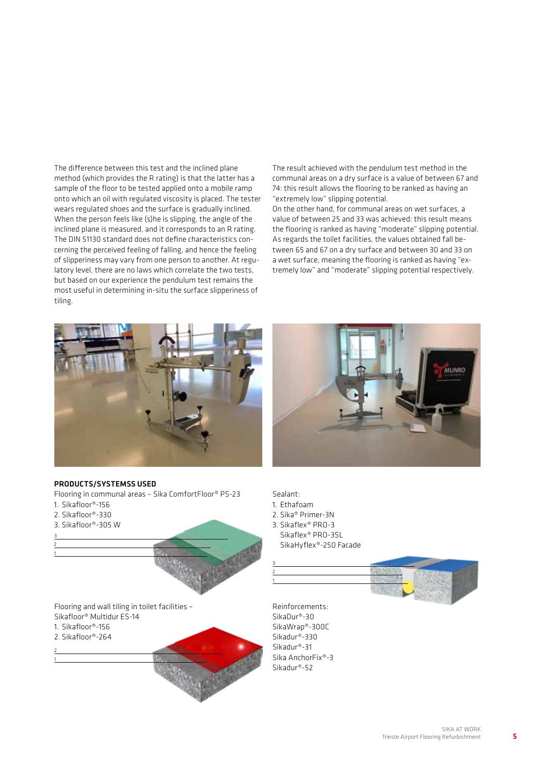The difference between this test and the inclined plane method (which provides the R rating) is that the latter has a sample of the floor to be tested applied onto a mobile ramp onto which an oil with regulated viscosity is placed. The tester wears regulated shoes and the surface is gradually inclined. When the person feels like (s)he is slipping, the angle of the inclined plane is measured, and it corresponds to an R rating. The DIN 51130 standard does not define characteristics concerning the perceived feeling of falling, and hence the feeling of slipperiness may vary from one person to another. At regulatory level, there are no laws which correlate the two tests, but based on our experience the pendulum test remains the most useful in determining in-situ the surface slipperiness of tiling.

The result achieved with the pendulum test method in the communal areas on a dry surface is a value of between 67 and 74: this result allows the flooring to be ranked as having an "extremely low" slipping potential.
On the other hand, for communal areas on wet surfaces, a value of between 25 and 33 was achieved: this result means the flooring is ranked as having "moderate" slipping potential.
As regards the toilet facilities, the values obtained fall between 65 and 67 on a dry surface and between 30 and 33 on a wet surface, meaning the flooring is ranked as having "extremely low" and "moderate" slipping potential respectively.

### PRODUCTS/SYSTEMSS USED

Flooring in communal areas – Sika ComfortFloor® PS-23
1. Sikafloor®-156
2. Sikafloor®-330
3. Sikafloor®-305 W

Flooring and wall tiling in toilet facilities – Sikafloor® Multidur ES-14
1. Sikafloor®-156
2. Sikafloor®-264

Sealant:
1. Ethafoam
2. Sika® Primer-3N
3. Sikaflex® PRO-3
   Sikaflex® PRO-3SL
   SikaHyflex®-250 Facade

Reinforcements:
SikaDur®-30
SikaWrap®-300C
Sikadur®-330
Sikadur®-31
Sika AnchorFix®-3
Sikadur®-52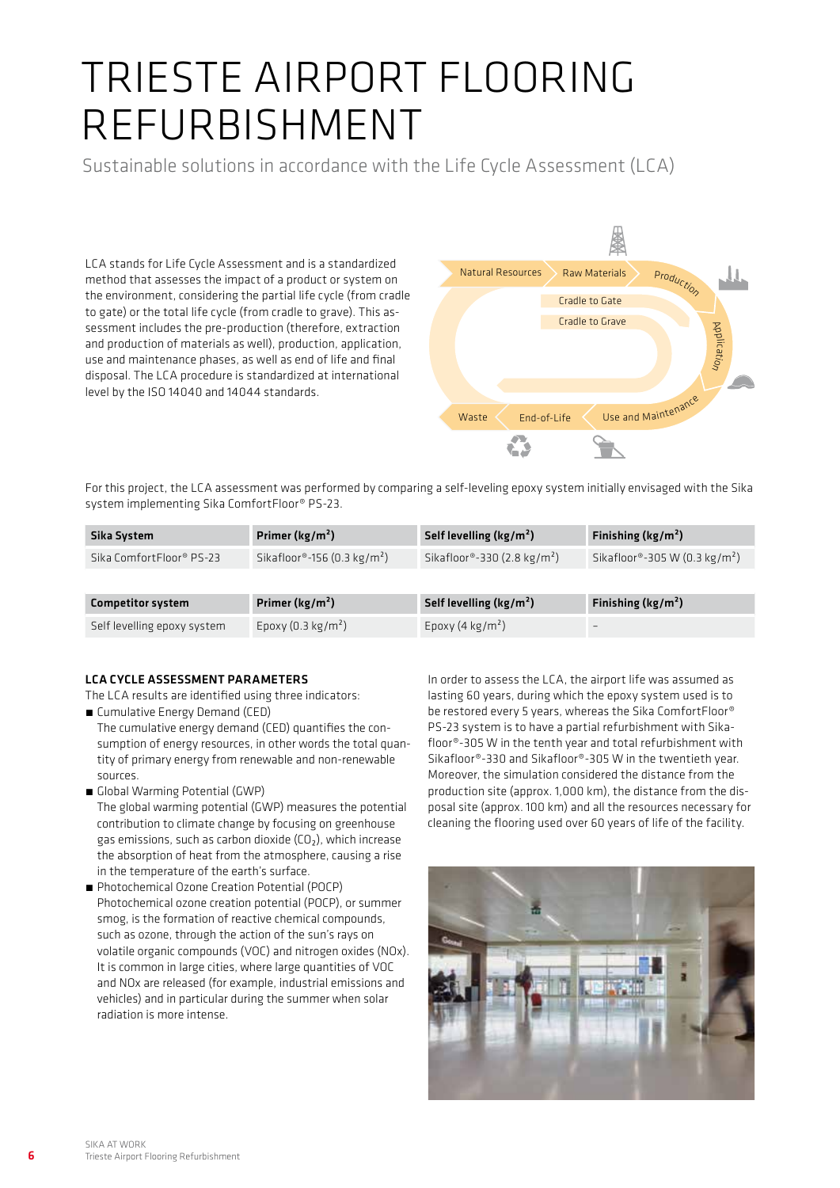# TRIESTE AIRPORT FLOORING REFURBISHMENT

Sustainable solutions in accordance with the Life Cycle Assessment (LCA)

LCA stands for Life Cycle Assessment and is a standardized method that assesses the impact of a product or system on the environment, considering the partial life cycle (from cradle to gate) or the total life cycle (from cradle to grave). This assessment includes the pre-production (therefore, extraction and production of materials as well), production, application, use and maintenance phases, as well as end of life and final disposal. The LCA procedure is standardized at international level by the ISO 14040 and 14044 standards.

For this project, the LCA assessment was performed by comparing a self-leveling epoxy system initially envisaged with the Sika system implementing Sika ComfortFloor® PS-23.

| Sika System | Primer (kg/m²) | Self levelling (kg/m²) | Finishing (kg/m²) |
|---|---|---|---|
| Sika ComfortFloor® PS-23 | Sikafloor®-156 (0.3 kg/m²) | Sikafloor®-330 (2.8 kg/m²) | Sikafloor®-305 W (0.3 kg/m²) |

| Competitor system | Primer (kg/m²) | Self levelling (kg/m²) | Finishing (kg/m²) |
|---|---|---|---|
| Self levelling epoxy system | Epoxy (0.3 kg/m²) | Epoxy (4 kg/m²) | – |

### LCA CYCLE ASSESSMENT PARAMETERS

The LCA results are identified using three indicators:

- Cumulative Energy Demand (CED)
  The cumulative energy demand (CED) quantifies the consumption of energy resources, in other words the total quantity of primary energy from renewable and non-renewable sources.
- Global Warming Potential (GWP)
  The global warming potential (GWP) measures the potential contribution to climate change by focusing on greenhouse gas emissions, such as carbon dioxide ($CO_2$), which increase the absorption of heat from the atmosphere, causing a rise in the temperature of the earth's surface.
- Photochemical Ozone Creation Potential (POCP)
  Photochemical ozone creation potential (POCP), or summer smog, is the formation of reactive chemical compounds, such as ozone, through the action of the sun's rays on volatile organic compounds (VOC) and nitrogen oxides (NOx). It is common in large cities, where large quantities of VOC and NOx are released (for example, industrial emissions and vehicles) and in particular during the summer when solar radiation is more intense.

In order to assess the LCA, the airport life was assumed as lasting 60 years, during which the epoxy system used is to be restored every 5 years, whereas the Sika ComfortFloor® PS-23 system is to have a partial refurbishment with Sikafloor®-305 W in the tenth year and total refurbishment with Sikafloor®-330 and Sikafloor®-305 W in the twentieth year. Moreover, the simulation considered the distance from the production site (approx. 1,000 km), the distance from the disposal site (approx. 100 km) and all the resources necessary for cleaning the flooring used over 60 years of life of the facility.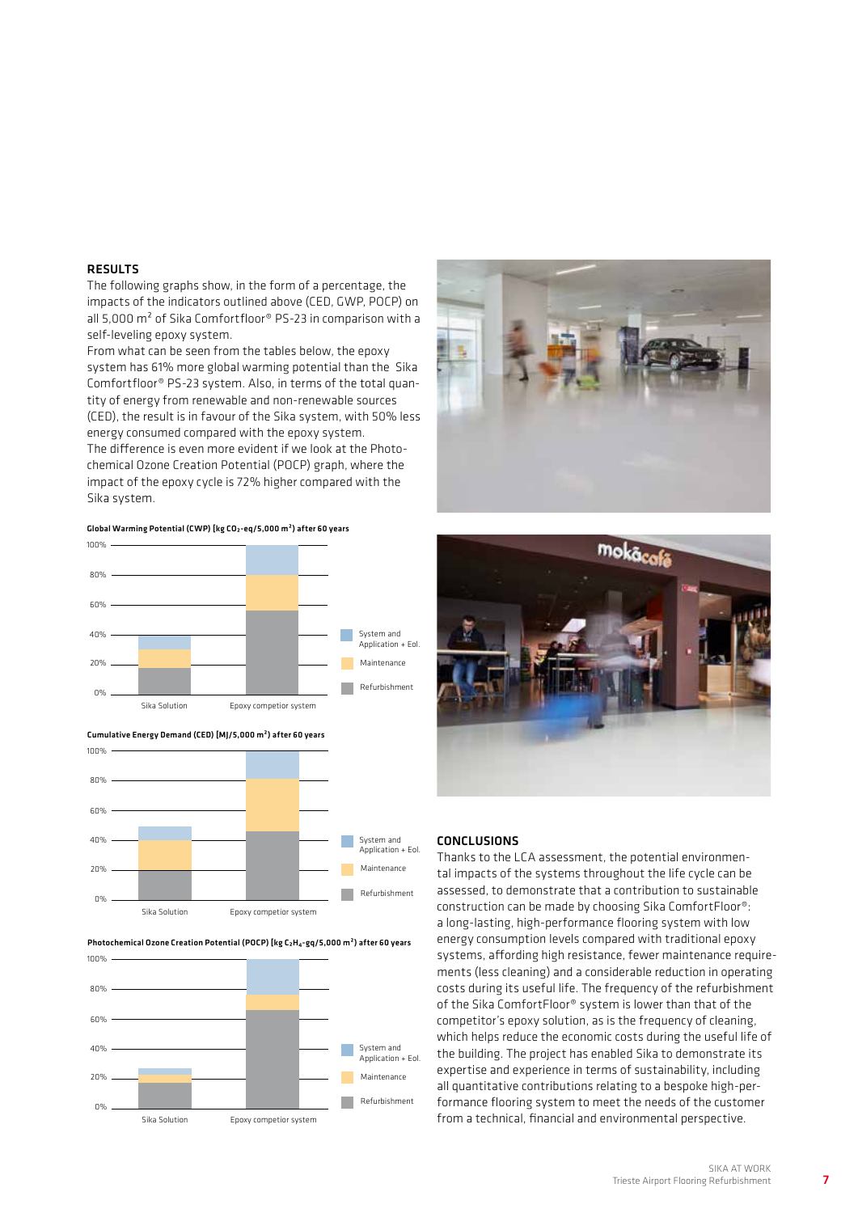## RESULTS

The following graphs show, in the form of a percentage, the impacts of the indicators outlined above (CED, GWP, POCP) on all 5,000 m² of Sika Comfortfloor® PS-23 in comparison with a self-leveling epoxy system.

From what can be seen from the tables below, the epoxy system has 61% more global warming potential than the Sika Comfortfloor® PS-23 system. Also, in terms of the total quantity of energy from renewable and non-renewable sources (CED), the result is in favour of the Sika system, with 50% less energy consumed compared with the epoxy system.

The difference is even more evident if we look at the Photochemical Ozone Creation Potential (POCP) graph, where the impact of the epoxy cycle is 72% higher compared with the Sika system.

**Global Warming Potential (CWP) [kg $CO_2$-eq/5,000 m²] after 60 years**

Legend: System and Application + Eol. / Maintenance / Refurbishment — Sika Solution vs. Epoxy competior system (0%–100%)

**Cumulative Energy Demand (CED) [MJ/5,000 m²] after 60 years**

Legend: System and Application + Eol. / Maintenance / Refurbishment — Sika Solution vs. Epoxy competior system (0%–100%)

**Photochemical Ozone Creation Potential (POCP) [kg $C_2H_4$-gq/5,000 m²] after 60 years**

Legend: System and Application + Eol. / Maintenance / Refurbishment — Sika Solution vs. Epoxy competior system (0%–100%)

## CONCLUSIONS

Thanks to the LCA assessment, the potential environmental impacts of the systems throughout the life cycle can be assessed, to demonstrate that a contribution to sustainable construction can be made by choosing Sika ComfortFloor®: a long-lasting, high-performance flooring system with low energy consumption levels compared with traditional epoxy systems, affording high resistance, fewer maintenance requirements (less cleaning) and a considerable reduction in operating costs during its useful life. The frequency of the refurbishment of the Sika ComfortFloor® system is lower than that of the competitor's epoxy solution, as is the frequency of cleaning, which helps reduce the economic costs during the useful life of the building. The project has enabled Sika to demonstrate its expertise and experience in terms of sustainability, including all quantitative contributions relating to a bespoke high-performance flooring system to meet the needs of the customer from a technical, financial and environmental perspective.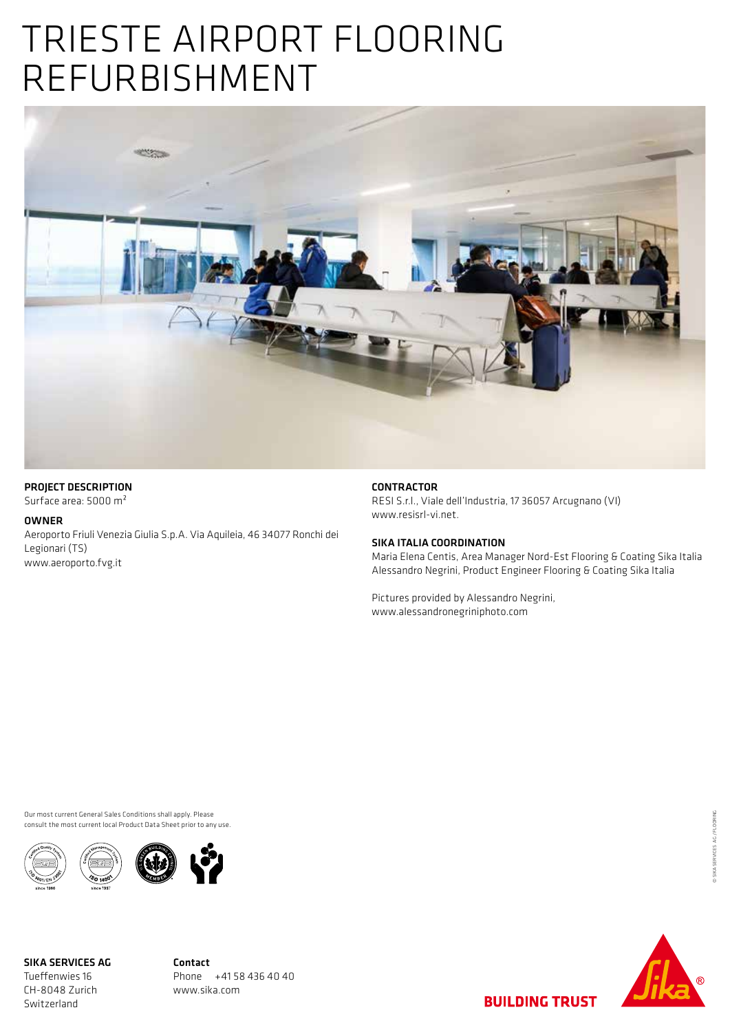# TRIESTE AIRPORT FLOORING REFURBISHMENT

**PROJECT DESCRIPTION**
Surface area: 5000 m²

**OWNER**
Aeroporto Friuli Venezia Giulia S.p.A. Via Aquileia, 46 34077 Ronchi dei Legionari (TS)
www.aeroporto.fvg.it

**CONTRACTOR**
RESI S.r.l., Viale dell'Industria, 17 36057 Arcugnano (VI)
www.resisrl-vi.net.

**SIKA ITALIA COORDINATION**
Maria Elena Centis, Area Manager Nord-Est Flooring & Coating Sika Italia
Alessandro Negrini, Product Engineer Flooring & Coating Sika Italia

Pictures provided by Alessandro Negrini,
www.alessandronegriniphoto.com

Our most current General Sales Conditions shall apply. Please consult the most current local Product Data Sheet prior to any use.

**SIKA SERVICES AG**
Tueffenwies 16
CH-8048 Zurich
Switzerland

**Contact**
Phone +41 58 436 40 40
www.sika.com

**BUILDING TRUST**

© SIKA SERVICES AG / FLOORING